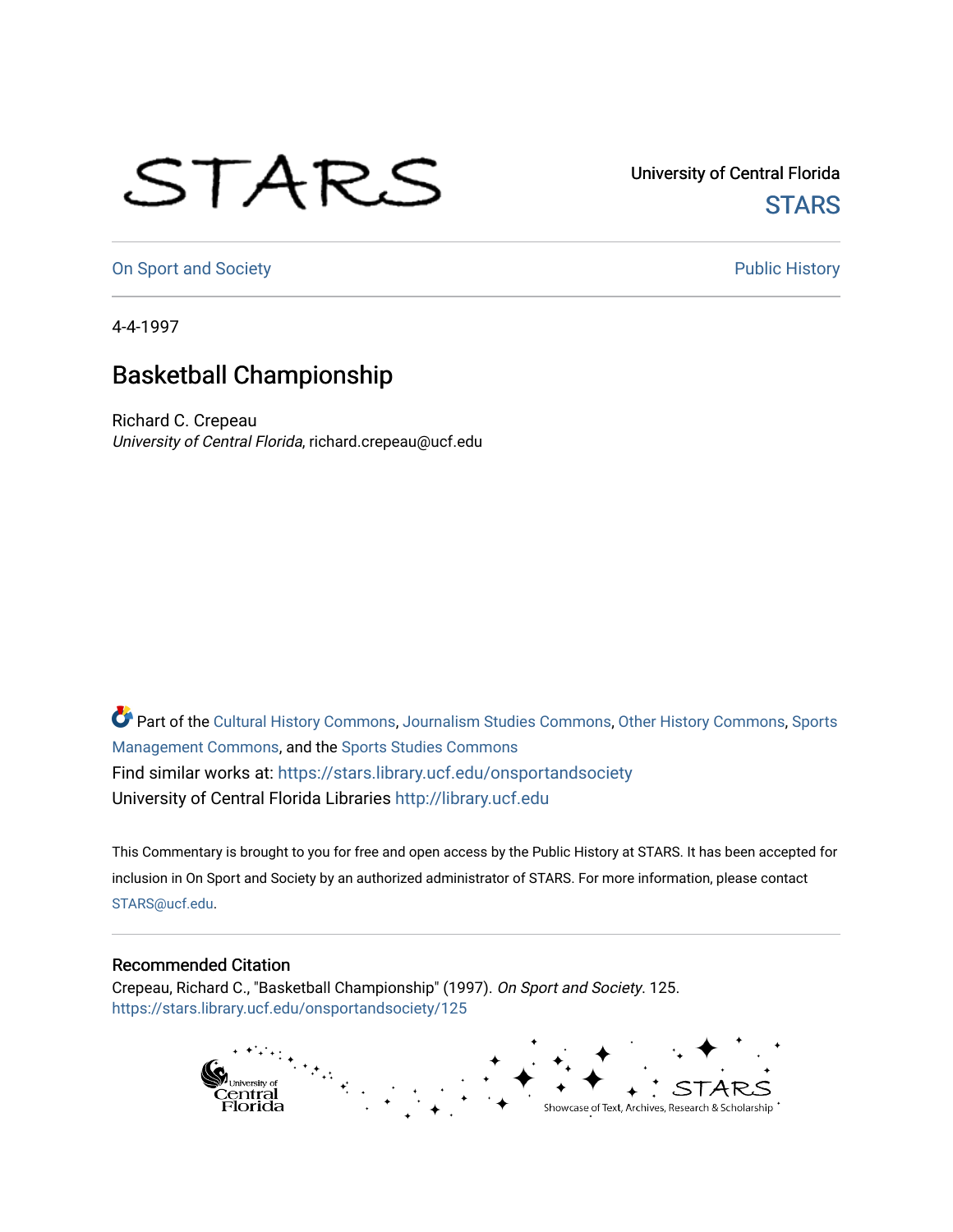University of Central Florida

STARS

On Sport and Society

Public History

4-4-1997

# Basketball Championship

Richard C. Crepeau
*University of Central Florida*, richard.crepeau@ucf.edu

Part of the Cultural History Commons, Journalism Studies Commons, Other History Commons, Sports Management Commons, and the Sports Studies Commons

Find similar works at: https://stars.library.ucf.edu/onsportandsociety

University of Central Florida Libraries http://library.ucf.edu

This Commentary is brought to you for free and open access by the Public History at STARS. It has been accepted for inclusion in On Sport and Society by an authorized administrator of STARS. For more information, please contact STARS@ucf.edu.

## Recommended Citation

Crepeau, Richard C., "Basketball Championship" (1997). *On Sport and Society*. 125.
https://stars.library.ucf.edu/onsportandsociety/125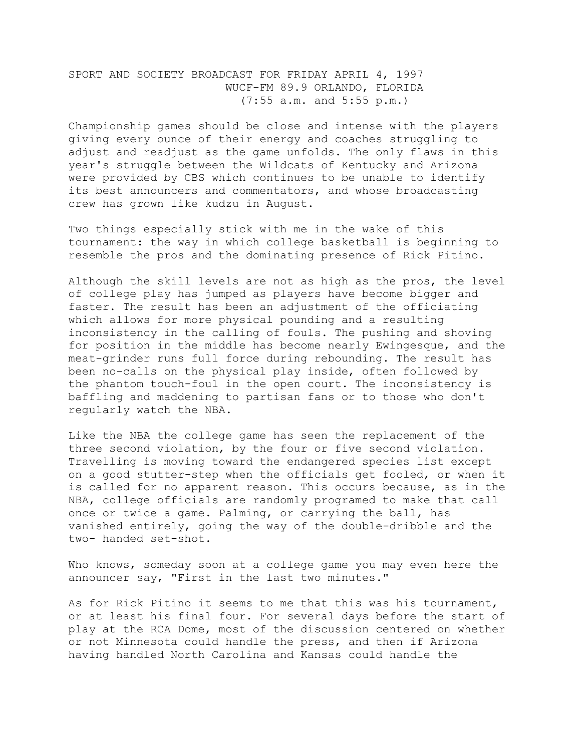SPORT AND SOCIETY BROADCAST FOR FRIDAY APRIL 4, 1997
WUCF-FM 89.9 ORLANDO, FLORIDA
(7:55 a.m. and 5:55 p.m.)

Championship games should be close and intense with the players giving every ounce of their energy and coaches struggling to adjust and readjust as the game unfolds. The only flaws in this year's struggle between the Wildcats of Kentucky and Arizona were provided by CBS which continues to be unable to identify its best announcers and commentators, and whose broadcasting crew has grown like kudzu in August.

Two things especially stick with me in the wake of this tournament: the way in which college basketball is beginning to resemble the pros and the dominating presence of Rick Pitino.

Although the skill levels are not as high as the pros, the level of college play has jumped as players have become bigger and faster. The result has been an adjustment of the officiating which allows for more physical pounding and a resulting inconsistency in the calling of fouls. The pushing and shoving for position in the middle has become nearly Ewingesque, and the meat-grinder runs full force during rebounding. The result has been no-calls on the physical play inside, often followed by the phantom touch-foul in the open court. The inconsistency is baffling and maddening to partisan fans or to those who don't regularly watch the NBA.

Like the NBA the college game has seen the replacement of the three second violation, by the four or five second violation. Travelling is moving toward the endangered species list except on a good stutter-step when the officials get fooled, or when it is called for no apparent reason. This occurs because, as in the NBA, college officials are randomly programed to make that call once or twice a game. Palming, or carrying the ball, has vanished entirely, going the way of the double-dribble and the two- handed set-shot.

Who knows, someday soon at a college game you may even here the announcer say, "First in the last two minutes."

As for Rick Pitino it seems to me that this was his tournament, or at least his final four. For several days before the start of play at the RCA Dome, most of the discussion centered on whether or not Minnesota could handle the press, and then if Arizona having handled North Carolina and Kansas could handle the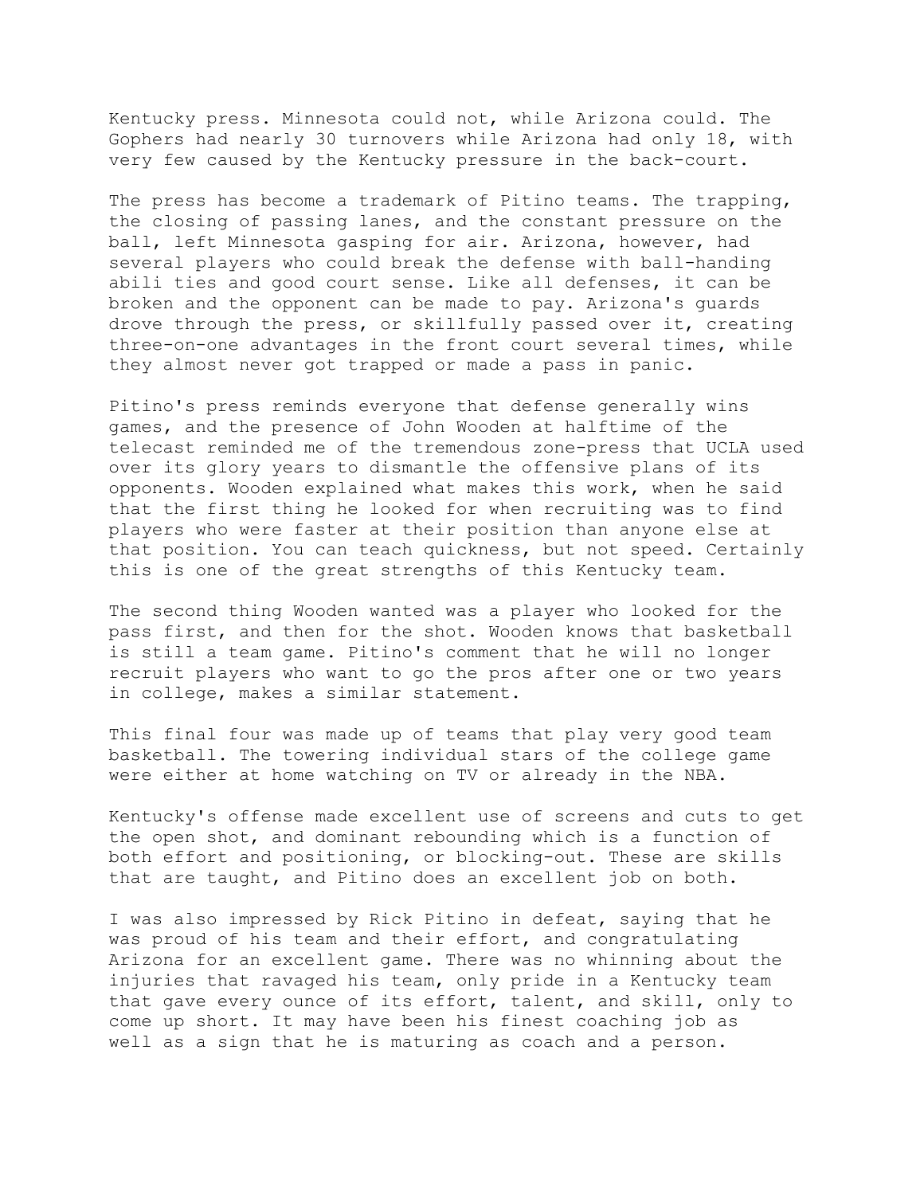Kentucky press. Minnesota could not, while Arizona could. The Gophers had nearly 30 turnovers while Arizona had only 18, with very few caused by the Kentucky pressure in the back-court.

The press has become a trademark of Pitino teams. The trapping, the closing of passing lanes, and the constant pressure on the ball, left Minnesota gasping for air. Arizona, however, had several players who could break the defense with ball-handing abili ties and good court sense. Like all defenses, it can be broken and the opponent can be made to pay. Arizona's guards drove through the press, or skillfully passed over it, creating three-on-one advantages in the front court several times, while they almost never got trapped or made a pass in panic.

Pitino's press reminds everyone that defense generally wins games, and the presence of John Wooden at halftime of the telecast reminded me of the tremendous zone-press that UCLA used over its glory years to dismantle the offensive plans of its opponents. Wooden explained what makes this work, when he said that the first thing he looked for when recruiting was to find players who were faster at their position than anyone else at that position. You can teach quickness, but not speed. Certainly this is one of the great strengths of this Kentucky team.

The second thing Wooden wanted was a player who looked for the pass first, and then for the shot. Wooden knows that basketball is still a team game. Pitino's comment that he will no longer recruit players who want to go the pros after one or two years in college, makes a similar statement.

This final four was made up of teams that play very good team basketball. The towering individual stars of the college game were either at home watching on TV or already in the NBA.

Kentucky's offense made excellent use of screens and cuts to get the open shot, and dominant rebounding which is a function of both effort and positioning, or blocking-out. These are skills that are taught, and Pitino does an excellent job on both.

I was also impressed by Rick Pitino in defeat, saying that he was proud of his team and their effort, and congratulating Arizona for an excellent game. There was no whinning about the injuries that ravaged his team, only pride in a Kentucky team that gave every ounce of its effort, talent, and skill, only to come up short. It may have been his finest coaching job as well as a sign that he is maturing as coach and a person.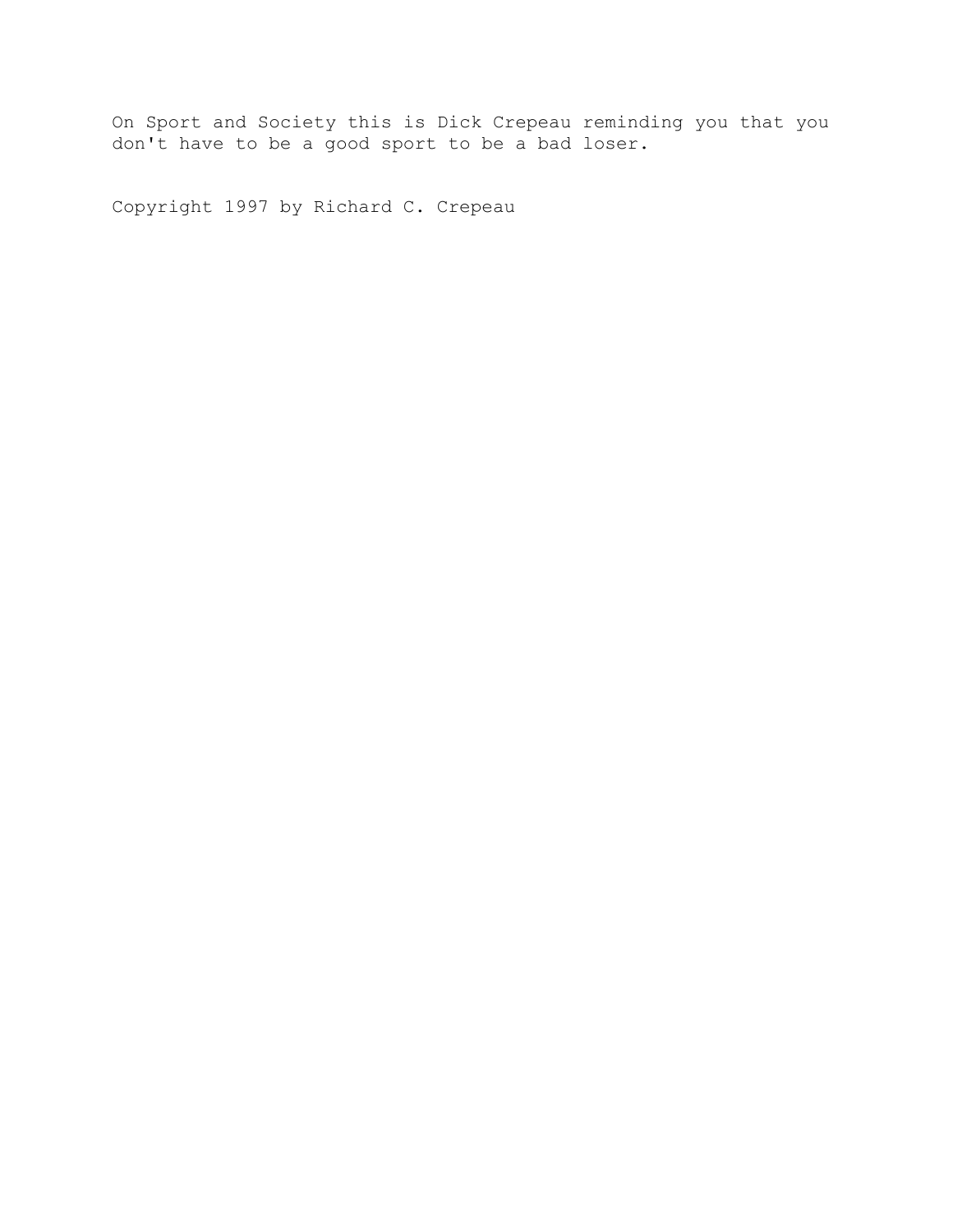On Sport and Society this is Dick Crepeau reminding you that you don't have to be a good sport to be a bad loser.

Copyright 1997 by Richard C. Crepeau